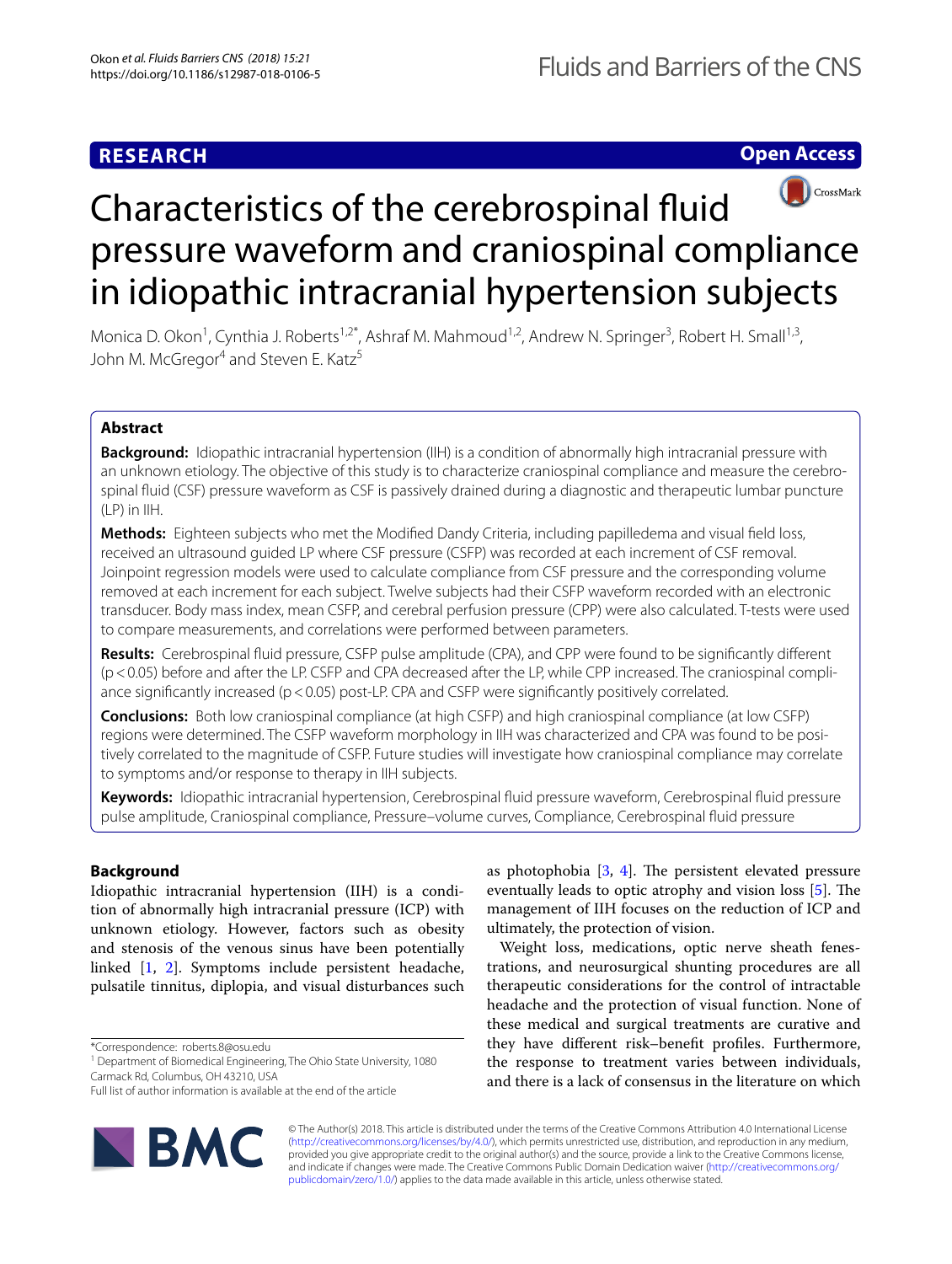**RESEARCH** **Open Access**

# Characteristics of the cerebrospinal fluid pressure waveform and craniospinal compliance in idiopathic intracranial hypertension subjects

Monica D. Okon[1], Cynthia J. Roberts[1,2*], Ashraf M. Mahmoud[1,2], Andrew N. Springer[3], Robert H. Small[1,3], John M. McGregor[4] and Steven E. Katz[5]

## Abstract

**Background:** Idiopathic intracranial hypertension (IIH) is a condition of abnormally high intracranial pressure with an unknown etiology. The objective of this study is to characterize craniospinal compliance and measure the cerebrospinal fluid (CSF) pressure waveform as CSF is passively drained during a diagnostic and therapeutic lumbar puncture (LP) in IIH.

**Methods:** Eighteen subjects who met the Modified Dandy Criteria, including papilledema and visual field loss, received an ultrasound guided LP where CSF pressure (CSFP) was recorded at each increment of CSF removal. Joinpoint regression models were used to calculate compliance from CSF pressure and the corresponding volume removed at each increment for each subject. Twelve subjects had their CSFP waveform recorded with an electronic transducer. Body mass index, mean CSFP, and cerebral perfusion pressure (CPP) were also calculated. T-tests were used to compare measurements, and correlations were performed between parameters.

**Results:** Cerebrospinal fluid pressure, CSFP pulse amplitude (CPA), and CPP were found to be significantly different ($p < 0.05$) before and after the LP. CSFP and CPA decreased after the LP, while CPP increased. The craniospinal compliance significantly increased ($p < 0.05$) post-LP. CPA and CSFP were significantly positively correlated.

**Conclusions:** Both low craniospinal compliance (at high CSFP) and high craniospinal compliance (at low CSFP) regions were determined. The CSFP waveform morphology in IIH was characterized and CPA was found to be positively correlated to the magnitude of CSFP. Future studies will investigate how craniospinal compliance may correlate to symptoms and/or response to therapy in IIH subjects.

**Keywords:** Idiopathic intracranial hypertension, Cerebrospinal fluid pressure waveform, Cerebrospinal fluid pressure pulse amplitude, Craniospinal compliance, Pressure–volume curves, Compliance, Cerebrospinal fluid pressure

## Background

Idiopathic intracranial hypertension (IIH) is a condition of abnormally high intracranial pressure (ICP) with unknown etiology. However, factors such as obesity and stenosis of the venous sinus have been potentially linked [1, 2]. Symptoms include persistent headache, pulsatile tinnitus, diplopia, and visual disturbances such as photophobia [3, 4]. The persistent elevated pressure eventually leads to optic atrophy and vision loss [5]. The management of IIH focuses on the reduction of ICP and ultimately, the protection of vision.

Weight loss, medications, optic nerve sheath fenestrations, and neurosurgical shunting procedures are all therapeutic considerations for the control of intractable headache and the protection of visual function. None of these medical and surgical treatments are curative and they have different risk–benefit profiles. Furthermore, the response to treatment varies between individuals, and there is a lack of consensus in the literature on which

*Correspondence: roberts.8@osu.edu
[1] Department of Biomedical Engineering, The Ohio State University, 1080 Carmack Rd, Columbus, OH 43210, USA
Full list of author information is available at the end of the article

© The Author(s) 2018. This article is distributed under the terms of the Creative Commons Attribution 4.0 International License (http://creativecommons.org/licenses/by/4.0/), which permits unrestricted use, distribution, and reproduction in any medium, provided you give appropriate credit to the original author(s) and the source, provide a link to the Creative Commons license, and indicate if changes were made. The Creative Commons Public Domain Dedication waiver (http://creativecommons.org/publicdomain/zero/1.0/) applies to the data made available in this article, unless otherwise stated.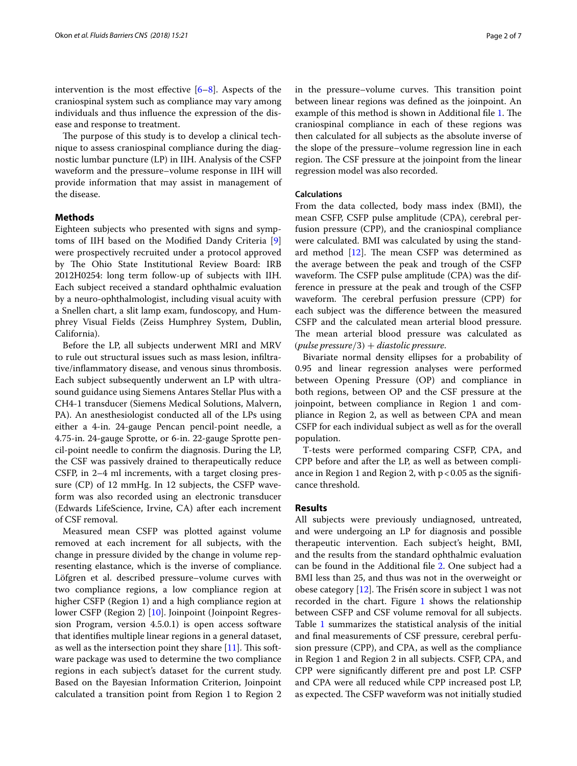intervention is the most effective [6–8]. Aspects of the craniospinal system such as compliance may vary among individuals and thus influence the expression of the disease and response to treatment.

The purpose of this study is to develop a clinical technique to assess craniospinal compliance during the diagnostic lumbar puncture (LP) in IIH. Analysis of the CSFP waveform and the pressure–volume response in IIH will provide information that may assist in management of the disease.

## Methods

Eighteen subjects who presented with signs and symptoms of IIH based on the Modified Dandy Criteria [9] were prospectively recruited under a protocol approved by The Ohio State Institutional Review Board: IRB 2012H0254: long term follow-up of subjects with IIH. Each subject received a standard ophthalmic evaluation by a neuro-ophthalmologist, including visual acuity with a Snellen chart, a slit lamp exam, fundoscopy, and Humphrey Visual Fields (Zeiss Humphrey System, Dublin, California).

Before the LP, all subjects underwent MRI and MRV to rule out structural issues such as mass lesion, infiltrative/inflammatory disease, and venous sinus thrombosis. Each subject subsequently underwent an LP with ultrasound guidance using Siemens Antares Stellar Plus with a CH4-1 transducer (Siemens Medical Solutions, Malvern, PA). An anesthesiologist conducted all of the LPs using either a 4-in. 24-gauge Pencan pencil-point needle, a 4.75-in. 24-gauge Sprotte, or 6-in. 22-gauge Sprotte pencil-point needle to confirm the diagnosis. During the LP, the CSF was passively drained to therapeutically reduce CSFP, in 2–4 ml increments, with a target closing pressure (CP) of 12 mmHg. In 12 subjects, the CSFP waveform was also recorded using an electronic transducer (Edwards LifeScience, Irvine, CA) after each increment of CSF removal.

Measured mean CSFP was plotted against volume removed at each increment for all subjects, with the change in pressure divided by the change in volume representing elastance, which is the inverse of compliance. Löfgren et al. described pressure–volume curves with two compliance regions, a low compliance region at higher CSFP (Region 1) and a high compliance region at lower CSFP (Region 2) [10]. Joinpoint (Joinpoint Regression Program, version 4.5.0.1) is open access software that identifies multiple linear regions in a general dataset, as well as the intersection point they share [11]. This software package was used to determine the two compliance regions in each subject's dataset for the current study. Based on the Bayesian Information Criterion, Joinpoint calculated a transition point from Region 1 to Region 2 in the pressure–volume curves. This transition point between linear regions was defined as the joinpoint. An example of this method is shown in Additional file 1. The craniospinal compliance in each of these regions was then calculated for all subjects as the absolute inverse of the slope of the pressure–volume regression line in each region. The CSF pressure at the joinpoint from the linear regression model was also recorded.

### Calculations

From the data collected, body mass index (BMI), the mean CSFP, CSFP pulse amplitude (CPA), cerebral perfusion pressure (CPP), and the craniospinal compliance were calculated. BMI was calculated by using the standard method [12]. The mean CSFP was determined as the average between the peak and trough of the CSFP waveform. The CSFP pulse amplitude (CPA) was the difference in pressure at the peak and trough of the CSFP waveform. The cerebral perfusion pressure (CPP) for each subject was the difference between the measured CSFP and the calculated mean arterial blood pressure. The mean arterial blood pressure was calculated as $(\textit{pulse pressure}/3) + \textit{diastolic pressure}$.

Bivariate normal density ellipses for a probability of 0.95 and linear regression analyses were performed between Opening Pressure (OP) and compliance in both regions, between OP and the CSF pressure at the joinpoint, between compliance in Region 1 and compliance in Region 2, as well as between CPA and mean CSFP for each individual subject as well as for the overall population.

T-tests were performed comparing CSFP, CPA, and CPP before and after the LP, as well as between compliance in Region 1 and Region 2, with $p < 0.05$ as the significance threshold.

## Results

All subjects were previously undiagnosed, untreated, and were undergoing an LP for diagnosis and possible therapeutic intervention. Each subject's height, BMI, and the results from the standard ophthalmic evaluation can be found in the Additional file 2. One subject had a BMI less than 25, and thus was not in the overweight or obese category [12]. The Frisén score in subject 1 was not recorded in the chart. Figure 1 shows the relationship between CSFP and CSF volume removal for all subjects. Table 1 summarizes the statistical analysis of the initial and final measurements of CSF pressure, cerebral perfusion pressure (CPP), and CPA, as well as the compliance in Region 1 and Region 2 in all subjects. CSFP, CPA, and CPP were significantly different pre and post LP. CSFP and CPA were all reduced while CPP increased post LP, as expected. The CSFP waveform was not initially studied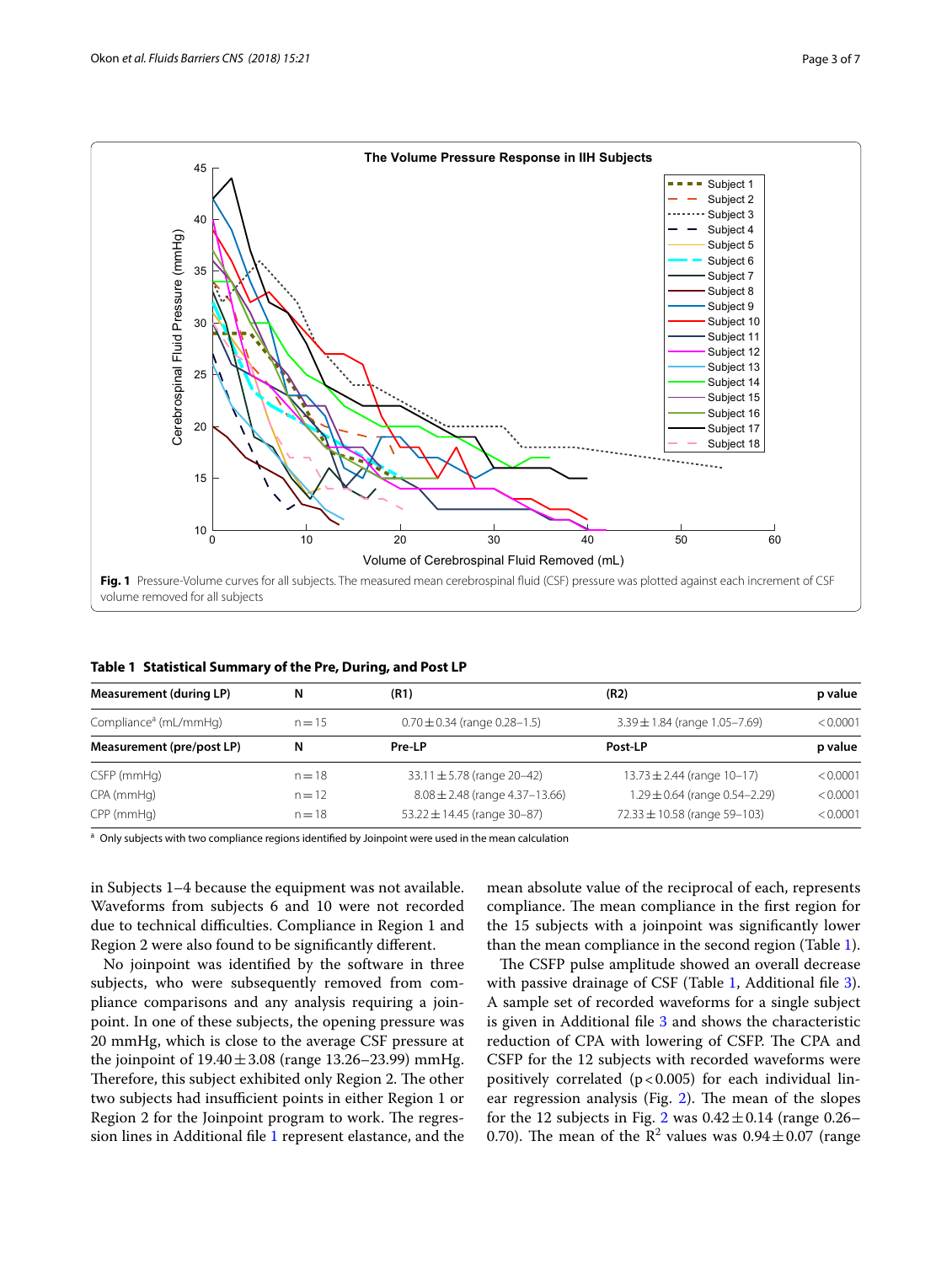Fig. 1 Pressure-Volume curves for all subjects. The measured mean cerebrospinal fluid (CSF) pressure was plotted against each increment of CSF volume removed for all subjects

**Table 1 Statistical Summary of the Pre, During, and Post LP**

| Measurement (during LP) | N | (R1) | (R2) | p value |
|---|---|---|---|---|
| Compliance[a] (mL/mmHg) | n = 15 | 0.70 ± 0.34 (range 0.28–1.5) | 3.39 ± 1.84 (range 1.05–7.69) | < 0.0001 |
| **Measurement (pre/post LP)** | **N** | **Pre-LP** | **Post-LP** | **p value** |
| CSFP (mmHg) | n = 18 | 33.11 ± 5.78 (range 20–42) | 13.73 ± 2.44 (range 10–17) | < 0.0001 |
| CPA (mmHg) | n = 12 | 8.08 ± 2.48 (range 4.37–13.66) | 1.29 ± 0.64 (range 0.54–2.29) | < 0.0001 |
| CPP (mmHg) | n = 18 | 53.22 ± 14.45 (range 30–87) | 72.33 ± 10.58 (range 59–103) | < 0.0001 |

[a] Only subjects with two compliance regions identified by Joinpoint were used in the mean calculation

in Subjects 1–4 because the equipment was not available. Waveforms from subjects 6 and 10 were not recorded due to technical difficulties. Compliance in Region 1 and Region 2 were also found to be significantly different.

No joinpoint was identified by the software in three subjects, who were subsequently removed from compliance comparisons and any analysis requiring a joinpoint. In one of these subjects, the opening pressure was 20 mmHg, which is close to the average CSF pressure at the joinpoint of 19.40 ± 3.08 (range 13.26–23.99) mmHg. Therefore, this subject exhibited only Region 2. The other two subjects had insufficient points in either Region 1 or Region 2 for the Joinpoint program to work. The regression lines in Additional file 1 represent elastance, and the mean absolute value of the reciprocal of each, represents compliance. The mean compliance in the first region for the 15 subjects with a joinpoint was significantly lower than the mean compliance in the second region (Table 1).

The CSFP pulse amplitude showed an overall decrease with passive drainage of CSF (Table 1, Additional file 3). A sample set of recorded waveforms for a single subject is given in Additional file 3 and shows the characteristic reduction of CPA with lowering of CSFP. The CPA and CSFP for the 12 subjects with recorded waveforms were positively correlated ($p < 0.005$) for each individual linear regression analysis (Fig. 2). The mean of the slopes for the 12 subjects in Fig. 2 was 0.42 ± 0.14 (range 0.26–0.70). The mean of the $R^2$ values was 0.94 ± 0.07 (range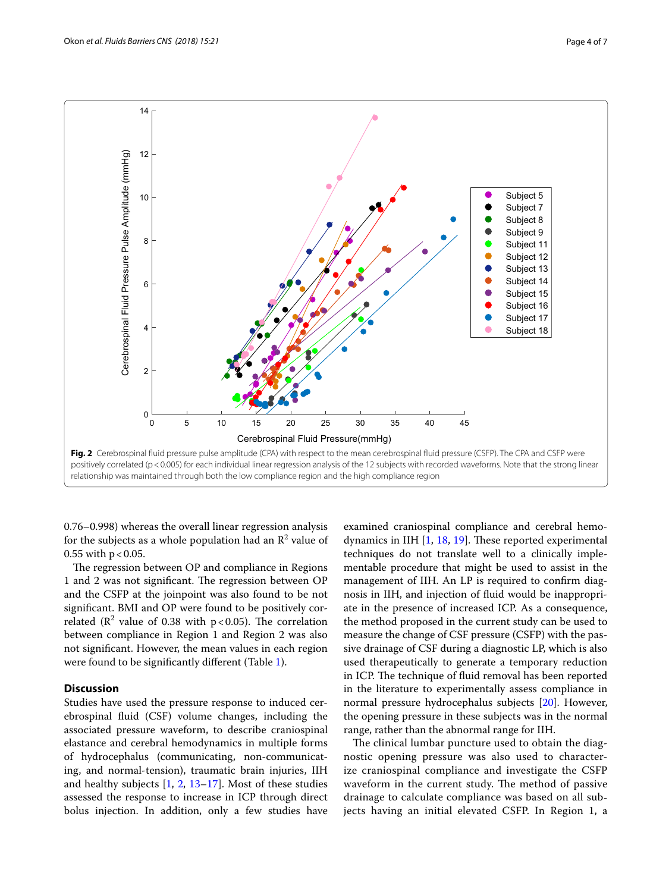**Fig. 2** Cerebrospinal fluid pressure pulse amplitude (CPA) with respect to the mean cerebrospinal fluid pressure (CSFP). The CPA and CSFP were positively correlated ($p < 0.005$) for each individual linear regression analysis of the 12 subjects with recorded waveforms. Note that the strong linear relationship was maintained through both the low compliance region and the high compliance region

0.76–0.998) whereas the overall linear regression analysis for the subjects as a whole population had an $R^2$ value of 0.55 with $p < 0.05$.

The regression between OP and compliance in Regions 1 and 2 was not significant. The regression between OP and the CSFP at the joinpoint was also found to be not significant. BMI and OP were found to be positively correlated ($R^2$ value of 0.38 with $p < 0.05$). The correlation between compliance in Region 1 and Region 2 was also not significant. However, the mean values in each region were found to be significantly different (Table 1).

## Discussion

Studies have used the pressure response to induced cerebrospinal fluid (CSF) volume changes, including the associated pressure waveform, to describe craniospinal elastance and cerebral hemodynamics in multiple forms of hydrocephalus (communicating, non-communicating, and normal-tension), traumatic brain injuries, IIH and healthy subjects [1, 2, 13–17]. Most of these studies assessed the response to increase in ICP through direct bolus injection. In addition, only a few studies have examined craniospinal compliance and cerebral hemodynamics in IIH [1, 18, 19]. These reported experimental techniques do not translate well to a clinically implementable procedure that might be used to assist in the management of IIH. An LP is required to confirm diagnosis in IIH, and injection of fluid would be inappropriate in the presence of increased ICP. As a consequence, the method proposed in the current study can be used to measure the change of CSF pressure (CSFP) with the passive drainage of CSF during a diagnostic LP, which is also used therapeutically to generate a temporary reduction in ICP. The technique of fluid removal has been reported in the literature to experimentally assess compliance in normal pressure hydrocephalus subjects [20]. However, the opening pressure in these subjects was in the normal range, rather than the abnormal range for IIH.

The clinical lumbar puncture used to obtain the diagnostic opening pressure was also used to characterize craniospinal compliance and investigate the CSFP waveform in the current study. The method of passive drainage to calculate compliance was based on all subjects having an initial elevated CSFP. In Region 1, a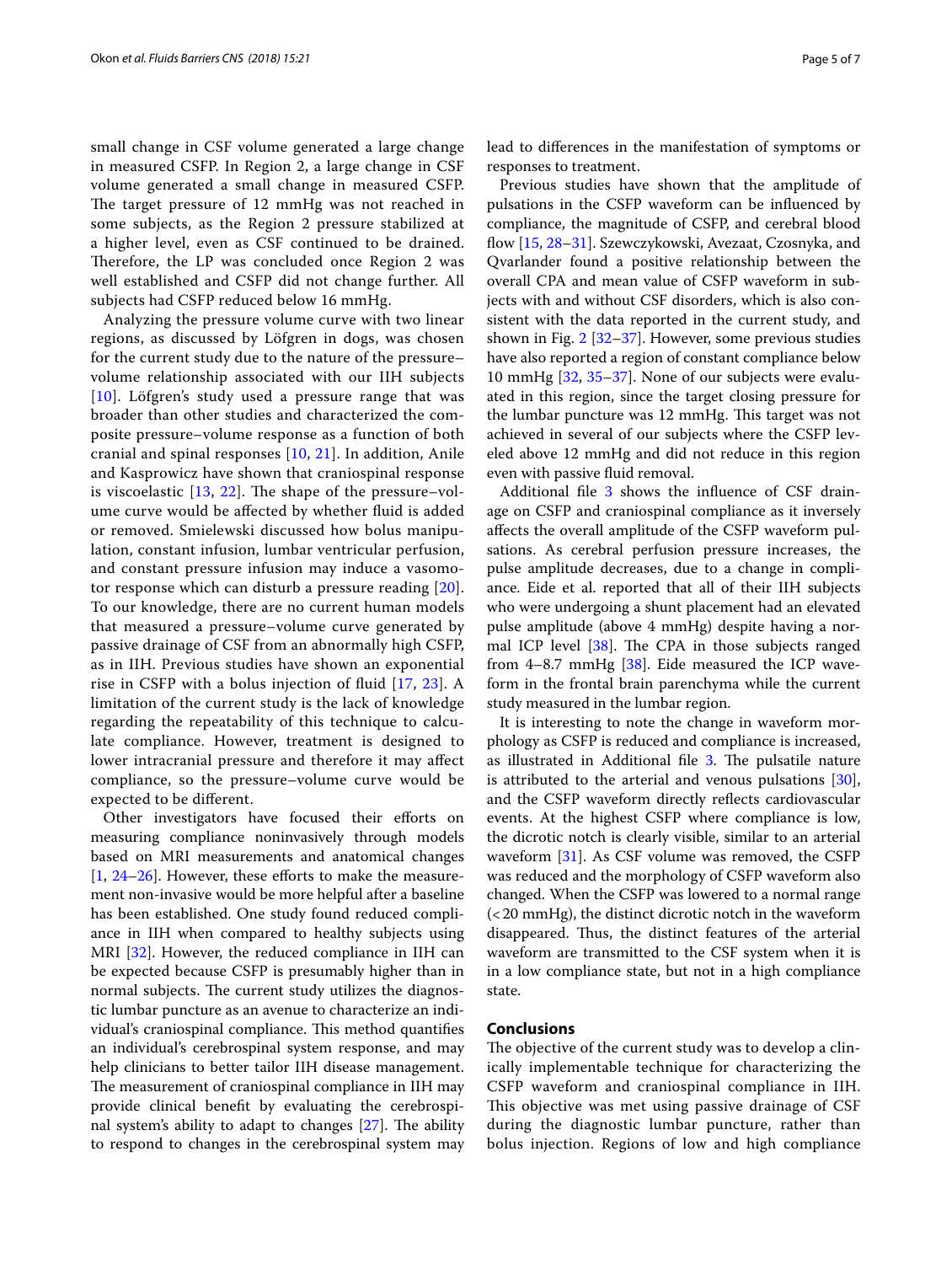small change in CSF volume generated a large change in measured CSFP. In Region 2, a large change in CSF volume generated a small change in measured CSFP. The target pressure of 12 mmHg was not reached in some subjects, as the Region 2 pressure stabilized at a higher level, even as CSF continued to be drained. Therefore, the LP was concluded once Region 2 was well established and CSFP did not change further. All subjects had CSFP reduced below 16 mmHg.

Analyzing the pressure volume curve with two linear regions, as discussed by Löfgren in dogs, was chosen for the current study due to the nature of the pressure–volume relationship associated with our IIH subjects [10]. Löfgren's study used a pressure range that was broader than other studies and characterized the composite pressure–volume response as a function of both cranial and spinal responses [10, 21]. In addition, Anile and Kasprowicz have shown that craniospinal response is viscoelastic [13, 22]. The shape of the pressure–volume curve would be affected by whether fluid is added or removed. Smielewski discussed how bolus manipulation, constant infusion, lumbar ventricular perfusion, and constant pressure infusion may induce a vasomotor response which can disturb a pressure reading [20]. To our knowledge, there are no current human models that measured a pressure–volume curve generated by passive drainage of CSF from an abnormally high CSFP, as in IIH. Previous studies have shown an exponential rise in CSFP with a bolus injection of fluid [17, 23]. A limitation of the current study is the lack of knowledge regarding the repeatability of this technique to calculate compliance. However, treatment is designed to lower intracranial pressure and therefore it may affect compliance, so the pressure–volume curve would be expected to be different.

Other investigators have focused their efforts on measuring compliance noninvasively through models based on MRI measurements and anatomical changes [1, 24–26]. However, these efforts to make the measurement non-invasive would be more helpful after a baseline has been established. One study found reduced compliance in IIH when compared to healthy subjects using MRI [32]. However, the reduced compliance in IIH can be expected because CSFP is presumably higher than in normal subjects. The current study utilizes the diagnostic lumbar puncture as an avenue to characterize an individual's craniospinal compliance. This method quantifies an individual's cerebrospinal system response, and may help clinicians to better tailor IIH disease management. The measurement of craniospinal compliance in IIH may provide clinical benefit by evaluating the cerebrospinal system's ability to adapt to changes [27]. The ability to respond to changes in the cerebrospinal system may lead to differences in the manifestation of symptoms or responses to treatment.

Previous studies have shown that the amplitude of pulsations in the CSFP waveform can be influenced by compliance, the magnitude of CSFP, and cerebral blood flow [15, 28–31]. Szewczykowski, Avezaat, Czosnyka, and Qvarlander found a positive relationship between the overall CPA and mean value of CSFP waveform in subjects with and without CSF disorders, which is also consistent with the data reported in the current study, and shown in Fig. 2 [32–37]. However, some previous studies have also reported a region of constant compliance below 10 mmHg [32, 35–37]. None of our subjects were evaluated in this region, since the target closing pressure for the lumbar puncture was 12 mmHg. This target was not achieved in several of our subjects where the CSFP leveled above 12 mmHg and did not reduce in this region even with passive fluid removal.

Additional file 3 shows the influence of CSF drainage on CSFP and craniospinal compliance as it inversely affects the overall amplitude of the CSFP waveform pulsations. As cerebral perfusion pressure increases, the pulse amplitude decreases, due to a change in compliance. Eide et al. reported that all of their IIH subjects who were undergoing a shunt placement had an elevated pulse amplitude (above 4 mmHg) despite having a normal ICP level [38]. The CPA in those subjects ranged from 4–8.7 mmHg [38]. Eide measured the ICP waveform in the frontal brain parenchyma while the current study measured in the lumbar region.

It is interesting to note the change in waveform morphology as CSFP is reduced and compliance is increased, as illustrated in Additional file 3. The pulsatile nature is attributed to the arterial and venous pulsations [30], and the CSFP waveform directly reflects cardiovascular events. At the highest CSFP where compliance is low, the dicrotic notch is clearly visible, similar to an arterial waveform [31]. As CSF volume was removed, the CSFP was reduced and the morphology of CSFP waveform also changed. When the CSFP was lowered to a normal range (< 20 mmHg), the distinct dicrotic notch in the waveform disappeared. Thus, the distinct features of the arterial waveform are transmitted to the CSF system when it is in a low compliance state, but not in a high compliance state.

## Conclusions

The objective of the current study was to develop a clinically implementable technique for characterizing the CSFP waveform and craniospinal compliance in IIH. This objective was met using passive drainage of CSF during the diagnostic lumbar puncture, rather than bolus injection. Regions of low and high compliance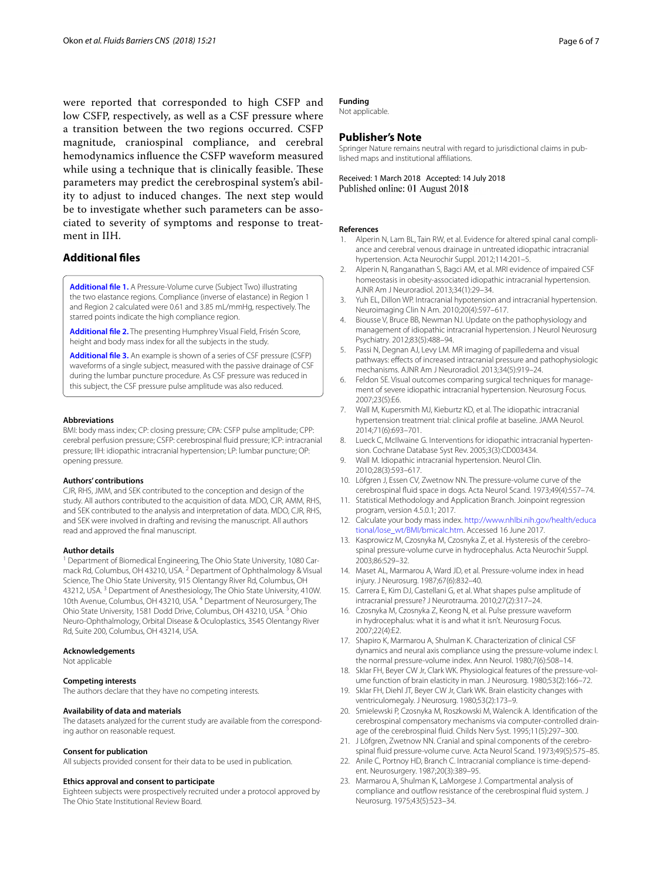were reported that corresponded to high CSFP and low CSFP, respectively, as well as a CSF pressure where a transition between the two regions occurred. CSFP magnitude, craniospinal compliance, and cerebral hemodynamics influence the CSFP waveform measured while using a technique that is clinically feasible. These parameters may predict the cerebrospinal system's ability to adjust to induced changes. The next step would be to investigate whether such parameters can be associated to severity of symptoms and response to treatment in IIH.

## Additional files

**Additional file 1.** A Pressure-Volume curve (Subject Two) illustrating the two elastance regions. Compliance (inverse of elastance) in Region 1 and Region 2 calculated were 0.61 and 3.85 mL/mmHg, respectively. The starred points indicate the high compliance region.

**Additional file 2.** The presenting Humphrey Visual Field, Frisén Score, height and body mass index for all the subjects in the study.

**Additional file 3.** An example is shown of a series of CSF pressure (CSFP) waveforms of a single subject, measured with the passive drainage of CSF during the lumbar puncture procedure. As CSF pressure was reduced in this subject, the CSF pressure pulse amplitude was also reduced.

#### Abbreviations

BMI: body mass index; CP: closing pressure; CPA: CSFP pulse amplitude; CPP: cerebral perfusion pressure; CSFP: cerebrospinal fluid pressure; ICP: intracranial pressure; IIH: idiopathic intracranial hypertension; LP: lumbar puncture; OP: opening pressure.

#### Authors' contributions

CJR, RHS, JMM, and SEK contributed to the conception and design of the study. All authors contributed to the acquisition of data. MDO, CJR, AMM, RHS, and SEK contributed to the analysis and interpretation of data. MDO, CJR, RHS, and SEK were involved in drafting and revising the manuscript. All authors read and approved the final manuscript.

#### Author details

[1] Department of Biomedical Engineering, The Ohio State University, 1080 Carmack Rd, Columbus, OH 43210, USA. [2] Department of Ophthalmology & Visual Science, The Ohio State University, 915 Olentangy River Rd, Columbus, OH 43212, USA. [3] Department of Anesthesiology, The Ohio State University, 410W. 10th Avenue, Columbus, OH 43210, USA. [4] Department of Neurosurgery, The Ohio State University, 1581 Dodd Drive, Columbus, OH 43210, USA. [5] Ohio Neuro-Ophthalmology, Orbital Disease & Oculoplastics, 3545 Olentangy River Rd, Suite 200, Columbus, OH 43214, USA.

#### Acknowledgements

Not applicable

#### Competing interests

The authors declare that they have no competing interests.

#### Availability of data and materials

The datasets analyzed for the current study are available from the corresponding author on reasonable request.

#### Consent for publication

All subjects provided consent for their data to be used in publication.

#### Ethics approval and consent to participate

Eighteen subjects were prospectively recruited under a protocol approved by The Ohio State Institutional Review Board.

#### Funding

Not applicable.

## Publisher's Note

Springer Nature remains neutral with regard to jurisdictional claims in published maps and institutional affiliations.

Received: 1 March 2018 Accepted: 14 July 2018
Published online: 01 August 2018

#### References

1. Alperin N, Lam BL, Tain RW, et al. Evidence for altered spinal canal compliance and cerebral venous drainage in untreated idiopathic intracranial hypertension. Acta Neurochir Suppl. 2012;114:201–5.
2. Alperin N, Ranganathan S, Bagci AM, et al. MRI evidence of impaired CSF homeostasis in obesity-associated idiopathic intracranial hypertension. AJNR Am J Neuroradiol. 2013;34(1):29–34.
3. Yuh EL, Dillon WP. Intracranial hypotension and intracranial hypertension. Neuroimaging Clin N Am. 2010;20(4):597–617.
4. Biousse V, Bruce BB, Newman NJ. Update on the pathophysiology and management of idiopathic intracranial hypertension. J Neurol Neurosurg Psychiatry. 2012;83(5):488–94.
5. Passi N, Degnan AJ, Levy LM. MR imaging of papilledema and visual pathways: effects of increased intracranial pressure and pathophysiologic mechanisms. AJNR Am J Neuroradiol. 2013;34(5):919–24.
6. Feldon SE. Visual outcomes comparing surgical techniques for management of severe idiopathic intracranial hypertension. Neurosurg Focus. 2007;23(5):E6.
7. Wall M, Kupersmith MJ, Kieburtz KD, et al. The idiopathic intracranial hypertension treatment trial: clinical profile at baseline. JAMA Neurol. 2014;71(6):693–701.
8. Lueck C, McIlwaine G. Interventions for idiopathic intracranial hypertension. Cochrane Database Syst Rev. 2005;3(3):CD003434.
9. Wall M. Idiopathic intracranial hypertension. Neurol Clin. 2010;28(3):593–617.
10. Löfgren J, Essen CV, Zwetnow NN. The pressure-volume curve of the cerebrospinal fluid space in dogs. Acta Neurol Scand. 1973;49(4):557–74.
11. Statistical Methodology and Application Branch. Joinpoint regression program, version 4.5.0.1; 2017.
12. Calculate your body mass index. http://www.nhlbi.nih.gov/health/educational/lose_wt/BMI/bmicalc.htm. Accessed 16 June 2017.
13. Kasprowicz M, Czosnyka M, Czosnyka Z, et al. Hysteresis of the cerebrospinal pressure-volume curve in hydrocephalus. Acta Neurochir Suppl. 2003;86:529–32.
14. Maset AL, Marmarou A, Ward JD, et al. Pressure-volume index in head injury. J Neurosurg. 1987;67(6):832–40.
15. Carrera E, Kim DJ, Castellani G, et al. What shapes pulse amplitude of intracranial pressure? J Neurotrauma. 2010;27(2):317–24.
16. Czosnyka M, Czosnyka Z, Keong N, et al. Pulse pressure waveform in hydrocephalus: what it is and what it isn't. Neurosurg Focus. 2007;22(4):E2.
17. Shapiro K, Marmarou A, Shulman K. Characterization of clinical CSF dynamics and neural axis compliance using the pressure-volume index: I. the normal pressure-volume index. Ann Neurol. 1980;7(6):508–14.
18. Sklar FH, Beyer CW Jr, Clark WK. Physiological features of the pressure-volume function of brain elasticity in man. J Neurosurg. 1980;53(2):166–72.
19. Sklar FH, Diehl JT, Beyer CW Jr, Clark WK. Brain elasticity changes with ventriculomegaly. J Neurosurg. 1980;53(2):173–9.
20. Smielewski P, Czosnyka M, Roszkowski M, Walencik A. Identification of the cerebrospinal compensatory mechanisms via computer-controlled drainage of the cerebrospinal fluid. Childs Nerv Syst. 1995;11(5):297–300.
21. J Löfgren, Zwetnow NN. Cranial and spinal components of the cerebrospinal fluid pressure-volume curve. Acta Neurol Scand. 1973;49(5):575–85.
22. Anile C, Portnoy HD, Branch C. Intracranial compliance is time-dependent. Neurosurgery. 1987;20(3):389–95.
23. Marmarou A, Shulman K, LaMorgese J. Compartmental analysis of compliance and outflow resistance of the cerebrospinal fluid system. J Neurosurg. 1975;43(5):523–34.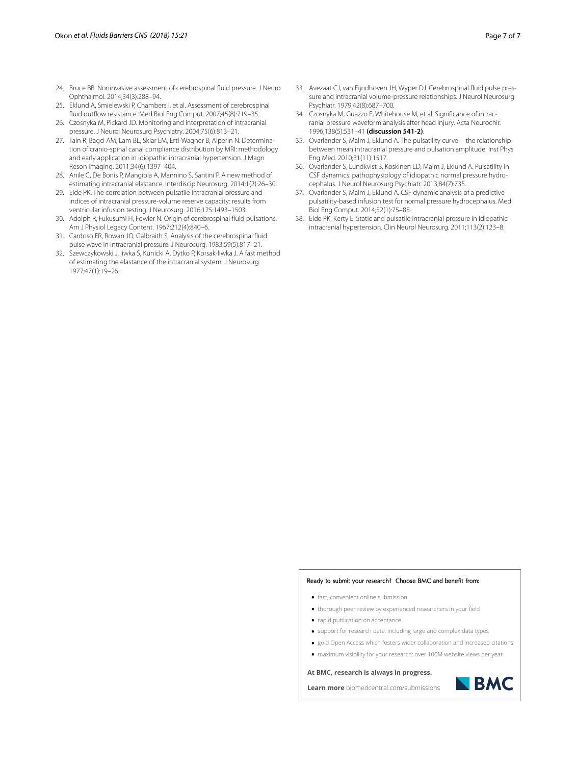24. Bruce BB. Noninvasive assessment of cerebrospinal fluid pressure. J Neuro Ophthalmol. 2014;34(3):288–94.
25. Eklund A, Smielewski P, Chambers I, et al. Assessment of cerebrospinal fluid outflow resistance. Med Biol Eng Comput. 2007;45(8):719–35.
26. Czosnyka M, Pickard JD. Monitoring and interpretation of intracranial pressure. J Neurol Neurosurg Psychiatry. 2004;75(6):813–21.
27. Tain R, Bagci AM, Lam BL, Sklar EM, Ertl-Wagner B, Alperin N. Determination of cranio-spinal canal compliance distribution by MRI: methodology and early application in idiopathic intracranial hypertension. J Magn Reson Imaging. 2011;34(6):1397–404.
28. Anile C, De Bonis P, Mangiola A, Mannino S, Santini P. A new method of estimating intracranial elastance. Interdiscip Neurosurg. 2014;1(2):26–30.
29. Eide PK. The correlation between pulsatile intracranial pressure and indices of intracranial pressure-volume reserve capacity: results from ventricular infusion testing. J Neurosurg. 2016;125:1493–1503.
30. Adolph R, Fukusumi H, Fowler N. Origin of cerebrospinal fluid pulsations. Am J Physiol Legacy Content. 1967;212(4):840–6.
31. Cardoso ER, Rowan JO, Galbraith S. Analysis of the cerebrospinal fluid pulse wave in intracranial pressure. J Neurosurg. 1983;59(5):817–21.
32. Szewczykowski J, Iiwka S, Kunicki A, Dytko P, Korsak-Iiwka J. A fast method of estimating the elastance of the intracranial system. J Neurosurg. 1977;47(1):19–26.
33. Avezaat CJ, van Eijndhoven JH, Wyper DJ. Cerebrospinal fluid pulse pressure and intracranial volume-pressure relationships. J Neurol Neurosurg Psychiatr. 1979;42(8):687–700.
34. Czosnyka M, Guazzo E, Whitehouse M, et al. Significance of intracranial pressure waveform analysis after head injury. Acta Neurochir. 1996;138(5):531–41 **(discussion 541-2)**.
35. Qvarlander S, Malm J, Eklund A. The pulsatility curve—the relationship between mean intracranial pressure and pulsation amplitude. Inst Phys Eng Med. 2010;31(11):1517.
36. Qvarlander S, Lundkvist B, Koskinen LD, Malm J, Eklund A. Pulsatility in CSF dynamics: pathophysiology of idiopathic normal pressure hydrocephalus. J Neurol Neurosurg Psychiatr. 2013;84(7):735.
37. Qvarlander S, Malm J, Eklund A. CSF dynamic analysis of a predictive pulsatility-based infusion test for normal pressure hydrocephalus. Med Biol Eng Comput. 2014;52(1):75–85.
38. Eide PK, Kerty E. Static and pulsatile intracranial pressure in idiopathic intracranial hypertension. Clin Neurol Neurosurg. 2011;113(2):123–8.

Ready to submit your research? Choose BMC and benefit from:

- fast, convenient online submission
- thorough peer review by experienced researchers in your field
- rapid publication on acceptance
- support for research data, including large and complex data types
- gold Open Access which fosters wider collaboration and increased citations
- maximum visibility for your research: over 100M website views per year

**At BMC, research is always in progress.**

**Learn more** biomedcentral.com/submissions

BMC